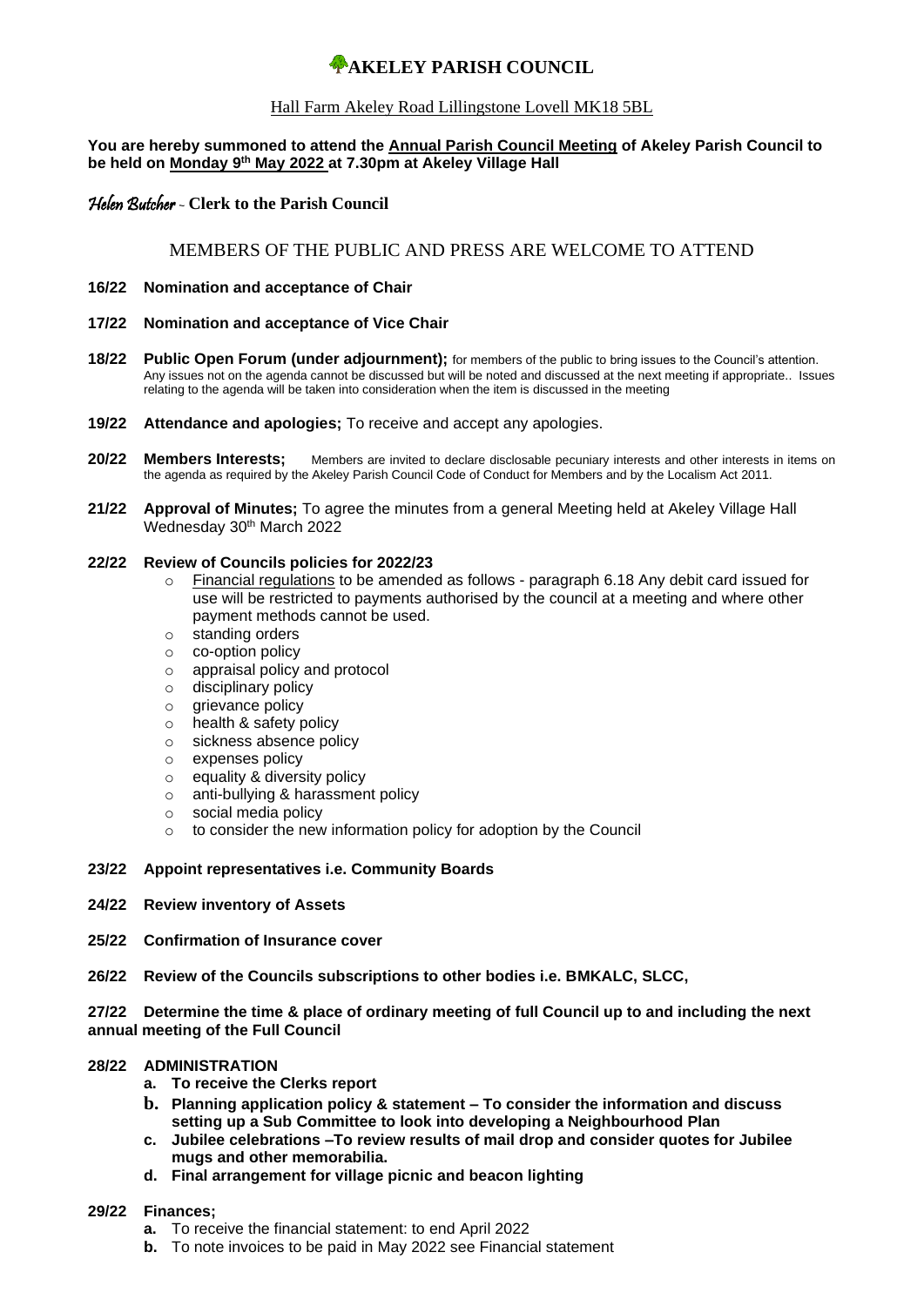# AKELEY PARISH COUNCIL

Hall Farm Akeley Road Lillingstone Lovell MK18 5BL

**You are hereby summoned to attend the Annual Parish Council Meeting of Akeley Parish Council to be held on Monday 9th May 2022 at 7.30pm at Akeley Village Hall**

*Helen Butcher* ~ **Clerk to the Parish Council**

MEMBERS OF THE PUBLIC AND PRESS ARE WELCOME TO ATTEND

**16/22 Nomination and acceptance of Chair**

**17/22 Nomination and acceptance of Vice Chair**

**18/22 Public Open Forum (under adjournment);** for members of the public to bring issues to the Council's attention. Any issues not on the agenda cannot be discussed but will be noted and discussed at the next meeting if appropriate.. Issues relating to the agenda will be taken into consideration when the item is discussed in the meeting

**19/22 Attendance and apologies;** To receive and accept any apologies.

**20/22 Members Interests;** Members are invited to declare disclosable pecuniary interests and other interests in items on the agenda as required by the Akeley Parish Council Code of Conduct for Members and by the Localism Act 2011.

**21/22 Approval of Minutes;** To agree the minutes from a general Meeting held at Akeley Village Hall Wednesday 30th March 2022

**22/22 Review of Councils policies for 2022/23**

- Financial regulations to be amended as follows - paragraph 6.18 Any debit card issued for use will be restricted to payments authorised by the council at a meeting and where other payment methods cannot be used.
- standing orders
- co-option policy
- appraisal policy and protocol
- disciplinary policy
- grievance policy
- health & safety policy
- sickness absence policy
- expenses policy
- equality & diversity policy
- anti-bullying & harassment policy
- social media policy
- to consider the new information policy for adoption by the Council

**23/22 Appoint representatives i.e. Community Boards**

**24/22 Review inventory of Assets**

**25/22 Confirmation of Insurance cover**

**26/22 Review of the Councils subscriptions to other bodies i.e. BMKALC, SLCC,**

**27/22 Determine the time & place of ordinary meeting of full Council up to and including the next annual meeting of the Full Council**

**28/22 ADMINISTRATION**

- **a. To receive the Clerks report**
- **b. Planning application policy & statement – To consider the information and discuss setting up a Sub Committee to look into developing a Neighbourhood Plan**
- **c. Jubilee celebrations –To review results of mail drop and consider quotes for Jubilee mugs and other memorabilia.**
- **d. Final arrangement for village picnic and beacon lighting**

**29/22 Finances;**

- **a.** To receive the financial statement: to end April 2022
- **b.** To note invoices to be paid in May 2022 see Financial statement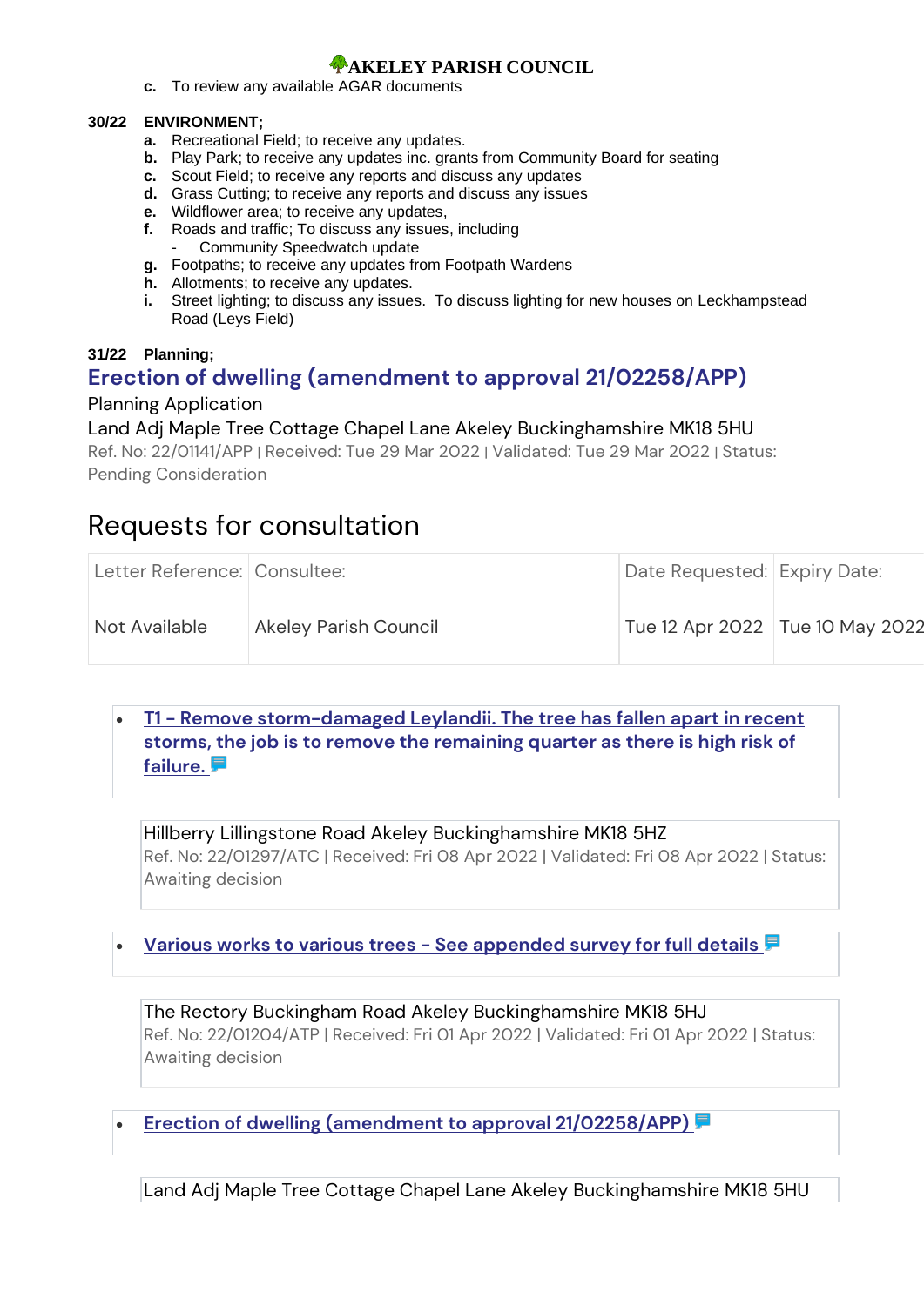# AKELEY PARISH COUNCIL

c. To review any available AGAR documents

**30/22 ENVIRONMENT;**

a. Recreational Field; to receive any updates.
b. Play Park; to receive any updates inc. grants from Community Board for seating
c. Scout Field; to receive any reports and discuss any updates
d. Grass Cutting; to receive any reports and discuss any issues
e. Wildflower area; to receive any updates,
f. Roads and traffic; To discuss any issues, including
   - Community Speedwatch update
g. Footpaths; to receive any updates from Footpath Wardens
h. Allotments; to receive any updates.
i. Street lighting; to discuss any issues. To discuss lighting for new houses on Leckhampstead Road (Leys Field)

**31/22 Planning;**

## Erection of dwelling (amendment to approval 21/02258/APP)

Planning Application

Land Adj Maple Tree Cottage Chapel Lane Akeley Buckinghamshire MK18 5HU

Ref. No: 22/01141/APP | Received: Tue 29 Mar 2022 | Validated: Tue 29 Mar 2022 | Status: Pending Consideration

## Requests for consultation

| Letter Reference: | Consultee: | Date Requested: | Expiry Date: |
|---|---|---|---|
| Not Available | Akeley Parish Council | Tue 12 Apr 2022 | Tue 10 May 2022 |

- T1 - Remove storm-damaged Leylandii. The tree has fallen apart in recent storms, the job is to remove the remaining quarter as there is high risk of failure.

Hillberry Lillingstone Road Akeley Buckinghamshire MK18 5HZ
Ref. No: 22/01297/ATC | Received: Fri 08 Apr 2022 | Validated: Fri 08 Apr 2022 | Status: Awaiting decision

- Various works to various trees - See appended survey for full details

The Rectory Buckingham Road Akeley Buckinghamshire MK18 5HJ
Ref. No: 22/01204/ATP | Received: Fri 01 Apr 2022 | Validated: Fri 01 Apr 2022 | Status: Awaiting decision

- Erection of dwelling (amendment to approval 21/02258/APP)

Land Adj Maple Tree Cottage Chapel Lane Akeley Buckinghamshire MK18 5HU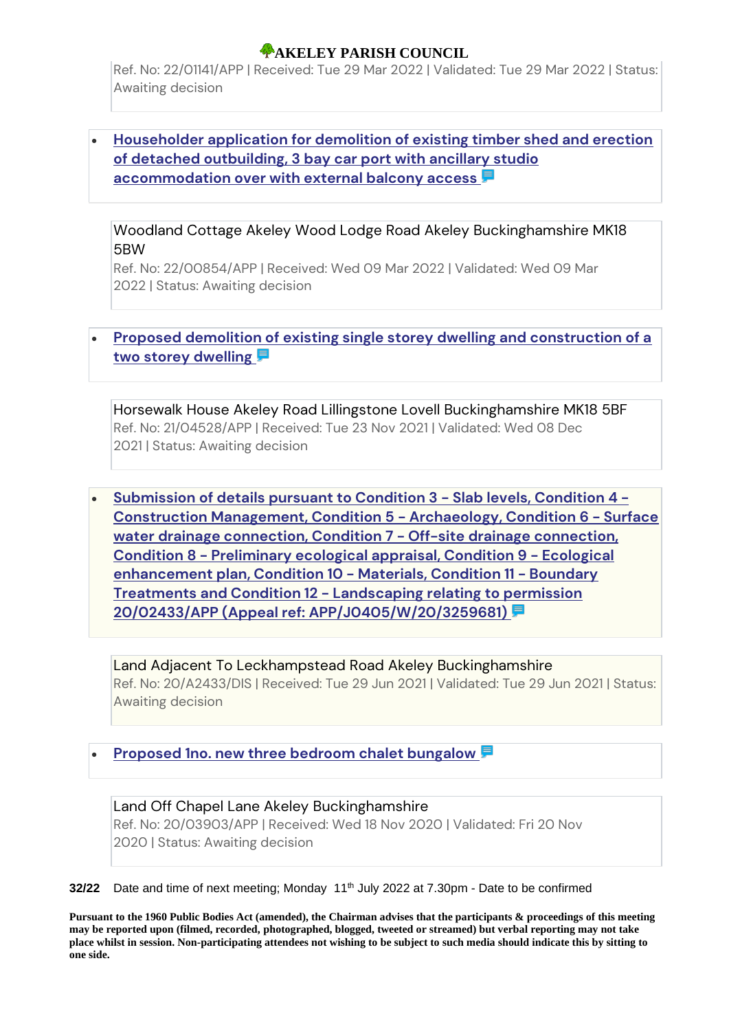Ref. No: 22/01141/APP | Received: Tue 29 Mar 2022 | Validated: Tue 29 Mar 2022 | Status: Awaiting decision

- **Householder application for demolition of existing timber shed and erection of detached outbuilding, 3 bay car port with ancillary studio accommodation over with external balcony access**

Woodland Cottage Akeley Wood Lodge Road Akeley Buckinghamshire MK18 5BW
Ref. No: 22/00854/APP | Received: Wed 09 Mar 2022 | Validated: Wed 09 Mar 2022 | Status: Awaiting decision

- **Proposed demolition of existing single storey dwelling and construction of a two storey dwelling**

Horsewalk House Akeley Road Lillingstone Lovell Buckinghamshire MK18 5BF
Ref. No: 21/04528/APP | Received: Tue 23 Nov 2021 | Validated: Wed 08 Dec 2021 | Status: Awaiting decision

- **Submission of details pursuant to Condition 3 - Slab levels, Condition 4 - Construction Management, Condition 5 - Archaeology, Condition 6 - Surface water drainage connection, Condition 7 - Off-site drainage connection, Condition 8 - Preliminary ecological appraisal, Condition 9 - Ecological enhancement plan, Condition 10 - Materials, Condition 11 - Boundary Treatments and Condition 12 - Landscaping relating to permission 20/02433/APP (Appeal ref: APP/J0405/W/20/3259681)**

Land Adjacent To Leckhampstead Road Akeley Buckinghamshire
Ref. No: 20/A2433/DIS | Received: Tue 29 Jun 2021 | Validated: Tue 29 Jun 2021 | Status: Awaiting decision

- **Proposed 1no. new three bedroom chalet bungalow**

Land Off Chapel Lane Akeley Buckinghamshire
Ref. No: 20/03903/APP | Received: Wed 18 Nov 2020 | Validated: Fri 20 Nov 2020 | Status: Awaiting decision

**32/22** Date and time of next meeting; Monday 11th July 2022 at 7.30pm - Date to be confirmed

**Pursuant to the 1960 Public Bodies Act (amended), the Chairman advises that the participants & proceedings of this meeting may be reported upon (filmed, recorded, photographed, blogged, tweeted or streamed) but verbal reporting may not take place whilst in session. Non-participating attendees not wishing to be subject to such media should indicate this by sitting to one side.**